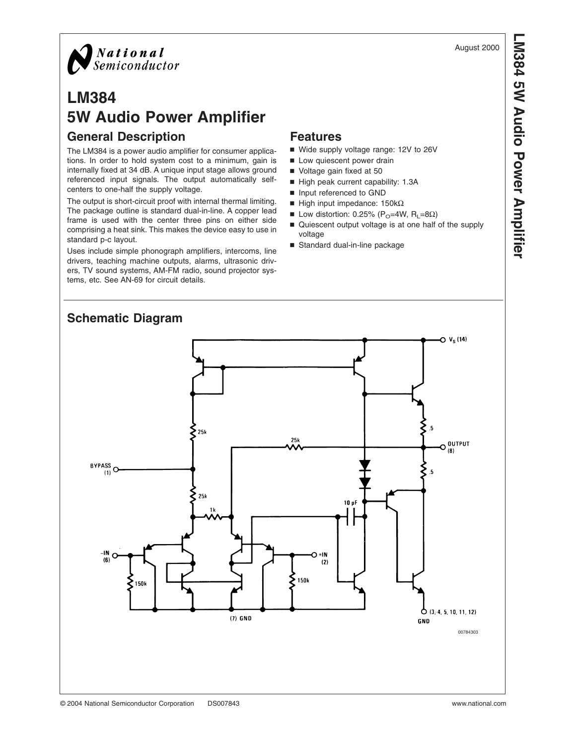# LM384

# 5W Audio Power Amplifier

August 2000

## General Description

The LM384 is a power audio amplifier for consumer applications. In order to hold system cost to a minimum, gain is internally fixed at 34 dB. A unique input stage allows ground referenced input signals. The output automatically self-centers to one-half the supply voltage.

The output is short-circuit proof with internal thermal limiting. The package outline is standard dual-in-line. A copper lead frame is used with the center three pins on either side comprising a heat sink. This makes the device easy to use in standard p-c layout.

Uses include simple phonograph amplifiers, intercoms, line drivers, teaching machine outputs, alarms, ultrasonic drivers, TV sound systems, AM-FM radio, sound projector systems, etc. See AN-69 for circuit details.

## Features

- Wide supply voltage range: 12V to 26V
- Low quiescent power drain
- Voltage gain fixed at 50
- High peak current capability: 1.3A
- Input referenced to GND
- High input impedance: 150kΩ
- Low distortion: 0.25% ($P_O$=4W, $R_L$=8Ω)
- Quiescent output voltage is at one half of the supply voltage
- Standard dual-in-line package

## Schematic Diagram

00784303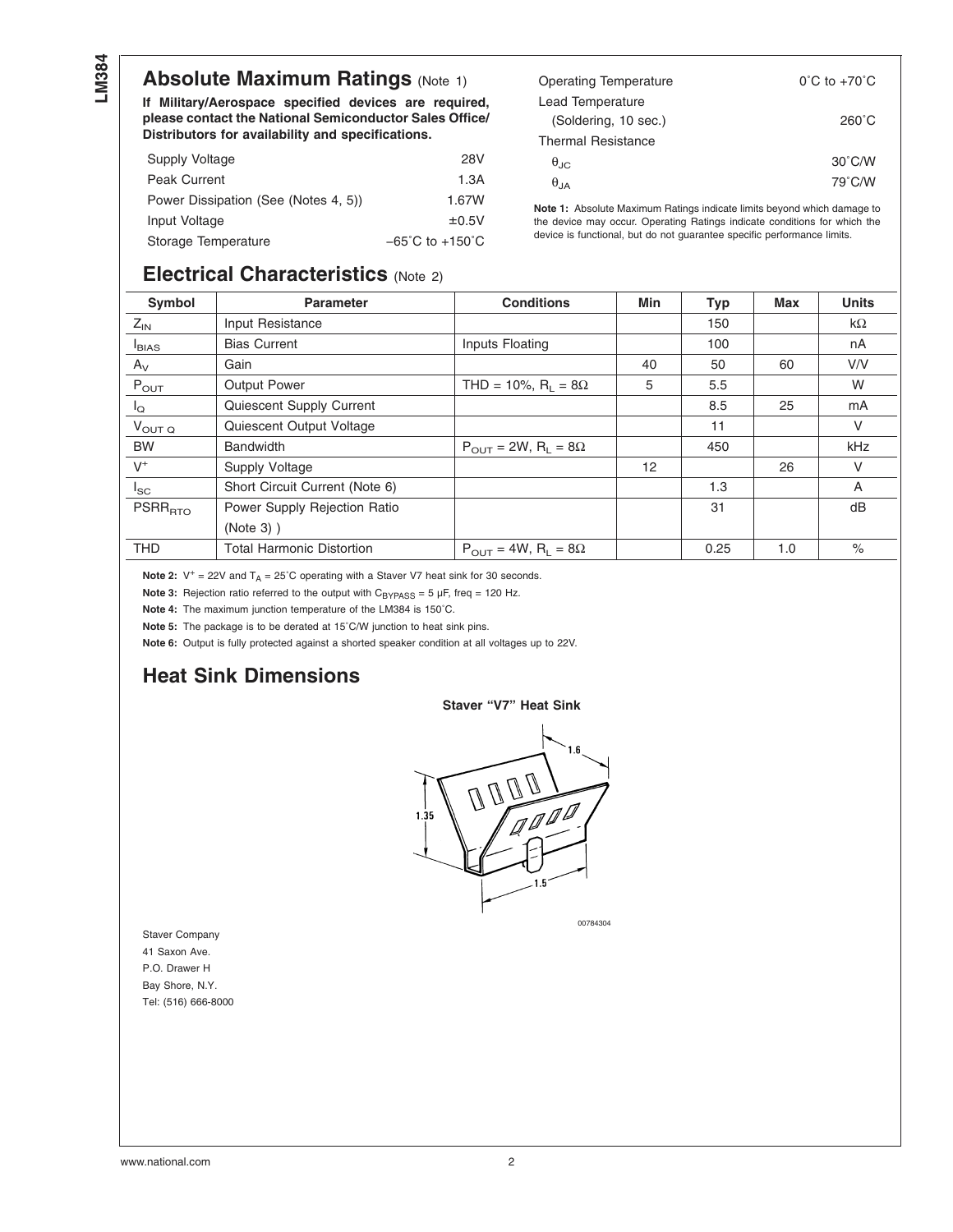## Absolute Maximum Ratings (Note 1)

**If Military/Aerospace specified devices are required, please contact the National Semiconductor Sales Office/ Distributors for availability and specifications.**

| | |
|---|---|
| Supply Voltage | 28V |
| Peak Current | 1.3A |
| Power Dissipation (See (Notes 4, 5)) | 1.67W |
| Input Voltage | ±0.5V |
| Storage Temperature | −65˚C to +150˚C |
| Operating Temperature | 0˚C to +70˚C |
| Lead Temperature (Soldering, 10 sec.) | 260˚C |
| Thermal Resistance | |
| $\theta_{JC}$ | 30˚C/W |
| $\theta_{JA}$ | 79˚C/W |

**Note 1:** Absolute Maximum Ratings indicate limits beyond which damage to the device may occur. Operating Ratings indicate conditions for which the device is functional, but do not guarantee specific performance limits.

## Electrical Characteristics (Note 2)

| Symbol | Parameter | Conditions | Min | Typ | Max | Units |
|---|---|---|---|---|---|---|
| $Z_{IN}$ | Input Resistance | | | 150 | | kΩ |
| $I_{BIAS}$ | Bias Current | Inputs Floating | | 100 | | nA |
| $A_V$ | Gain | | 40 | 50 | 60 | V/V |
| $P_{OUT}$ | Output Power | THD = 10%, $R_L$ = 8Ω | 5 | 5.5 | | W |
| $I_Q$ | Quiescent Supply Current | | | 8.5 | 25 | mA |
| $V_{OUT\ Q}$ | Quiescent Output Voltage | | | 11 | | V |
| BW | Bandwidth | $P_{OUT}$ = 2W, $R_L$ = 8Ω | | 450 | | kHz |
| $V^+$ | Supply Voltage | | 12 | | 26 | V |
| $I_{SC}$ | Short Circuit Current (Note 6) | | | 1.3 | | A |
| $PSRR_{RTO}$ | Power Supply Rejection Ratio (Note 3) ) | | | 31 | | dB |
| THD | Total Harmonic Distortion | $P_{OUT}$ = 4W, $R_L$ = 8Ω | | 0.25 | 1.0 | % |

**Note 2:** $V^+$ = 22V and $T_A$ = 25˚C operating with a Staver V7 heat sink for 30 seconds.

**Note 3:** Rejection ratio referred to the output with $C_{BYPASS}$ = 5 µF, freq = 120 Hz.

**Note 4:** The maximum junction temperature of the LM384 is 150˚C.

**Note 5:** The package is to be derated at 15˚C/W junction to heat sink pins.

**Note 6:** Output is fully protected against a shorted speaker condition at all voltages up to 22V.

## Heat Sink Dimensions

**Staver "V7" Heat Sink**

00784304

Staver Company
41 Saxon Ave.
P.O. Drawer H
Bay Shore, N.Y.
Tel: (516) 666-8000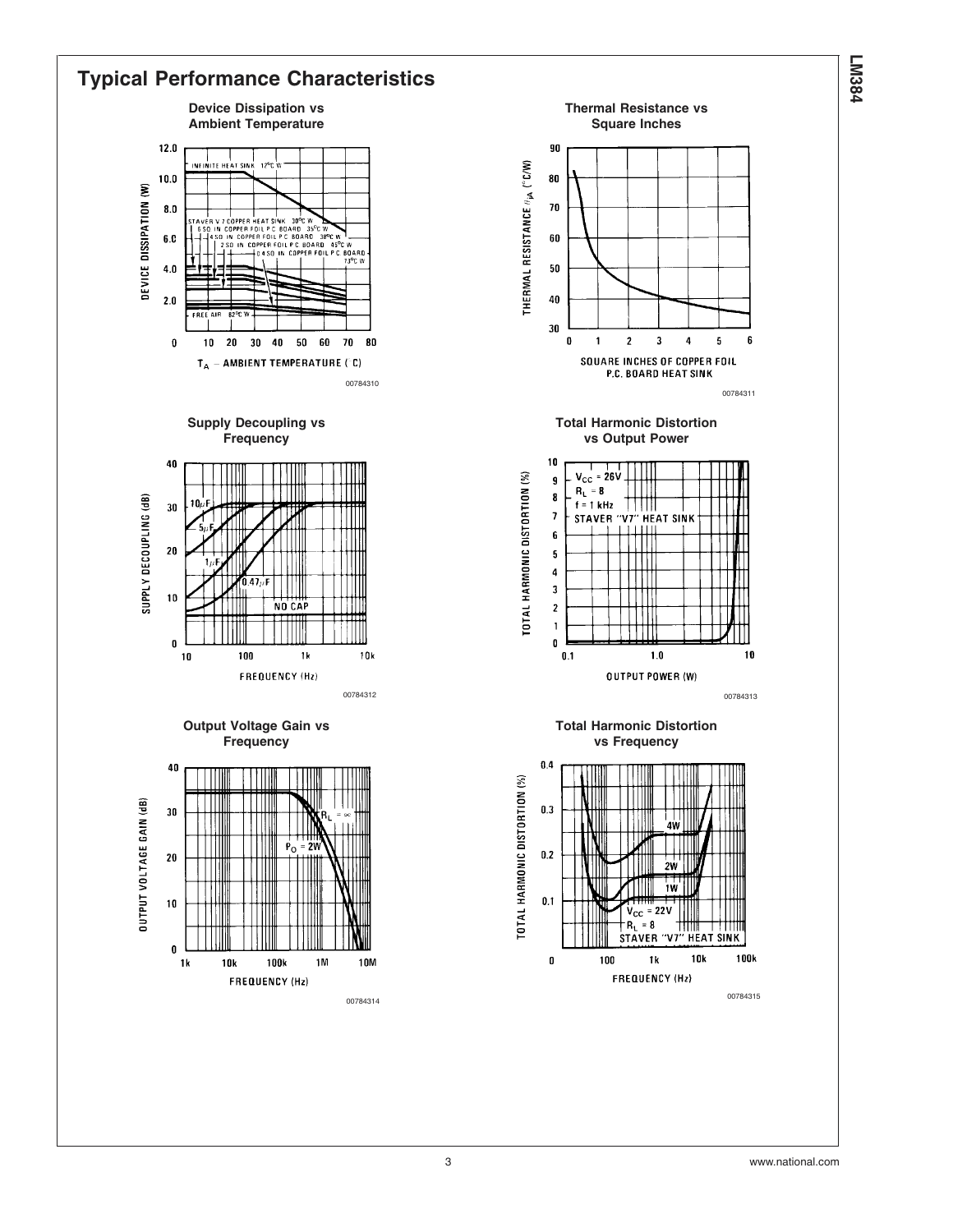## Typical Performance Characteristics

**Device Dissipation vs Ambient Temperature**

00784310

**Thermal Resistance vs Square Inches**

00784311

**Supply Decoupling vs Frequency**

00784312

**Total Harmonic Distortion vs Output Power**

00784313

**Output Voltage Gain vs Frequency**

00784314

**Total Harmonic Distortion vs Frequency**

00784315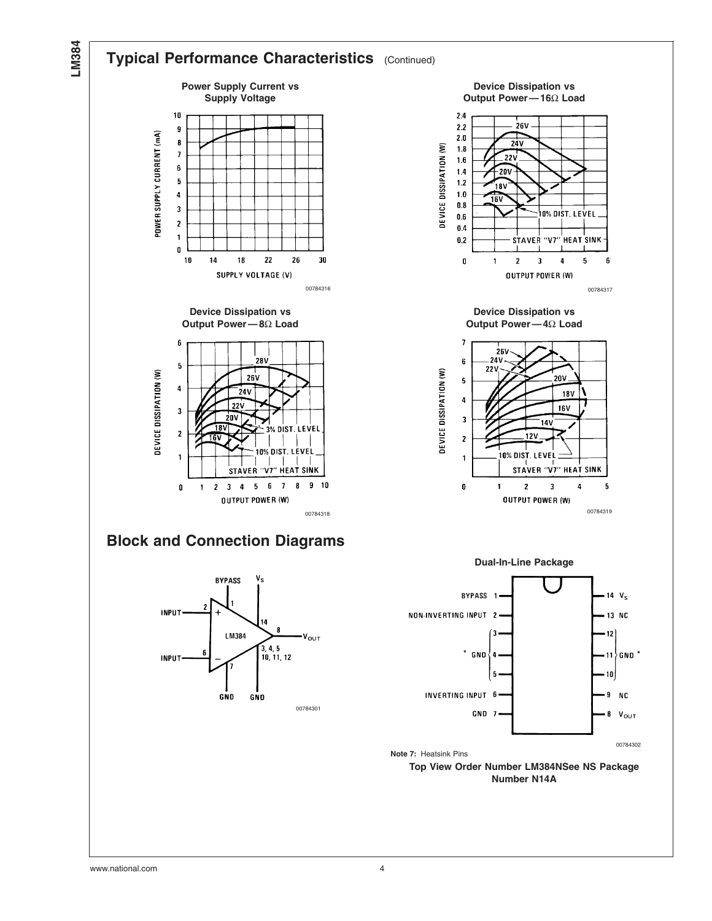## Typical Performance Characteristics (Continued)

**Power Supply Current vs Supply Voltage**

00784316

**Device Dissipation vs Output Power — 16Ω Load**

00784317

**Device Dissipation vs Output Power — 8Ω Load**

00784318

**Device Dissipation vs Output Power — 4Ω Load**

00784319

## Block and Connection Diagrams

00784301

**Dual-In-Line Package**

00784302

**Note 7:** Heatsink Pins

**Top View Order Number LM384NSee NS Package Number N14A**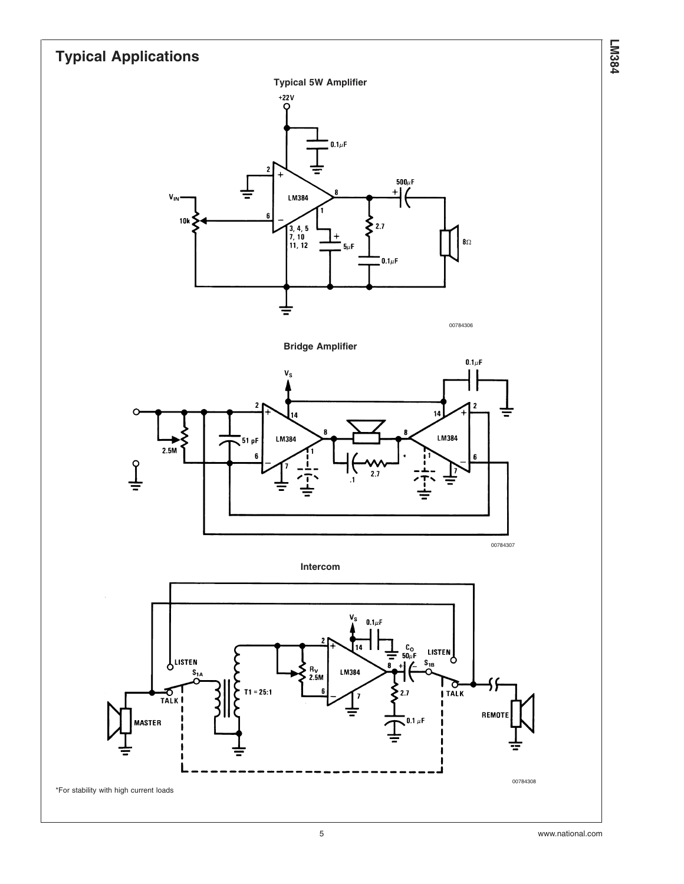## Typical Applications

**Typical 5W Amplifier**

00784306

**Bridge Amplifier**

00784307

**Intercom**

00784308

*For stability with high current loads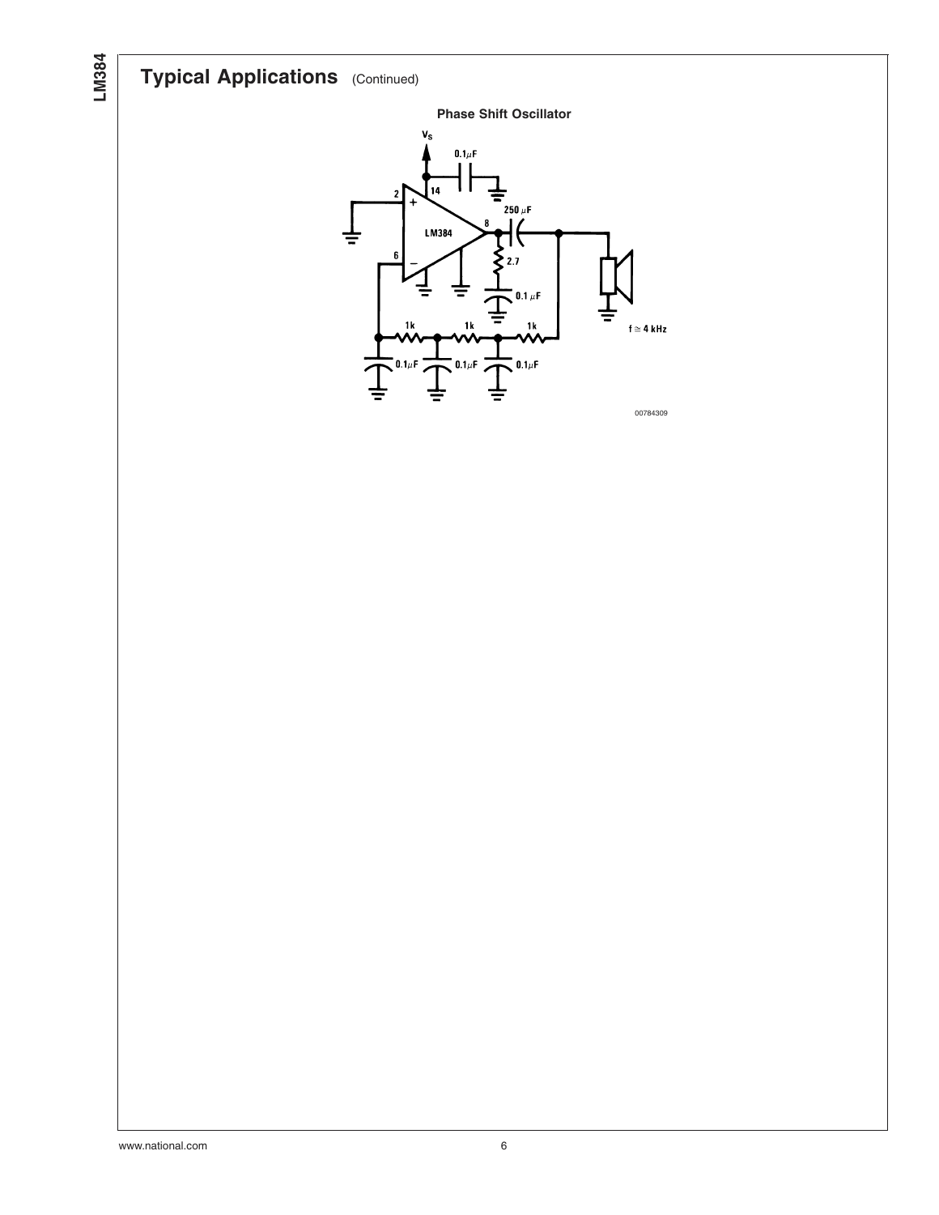## Typical Applications (Continued)

**Phase Shift Oscillator**

$V_S$

0.1μF

14

2

+

250 μF

8

LM384

6

−

2.7

0.1 μF

1k 1k 1k

f ≅ 4 kHz

0.1μF 0.1μF 0.1μF

00784309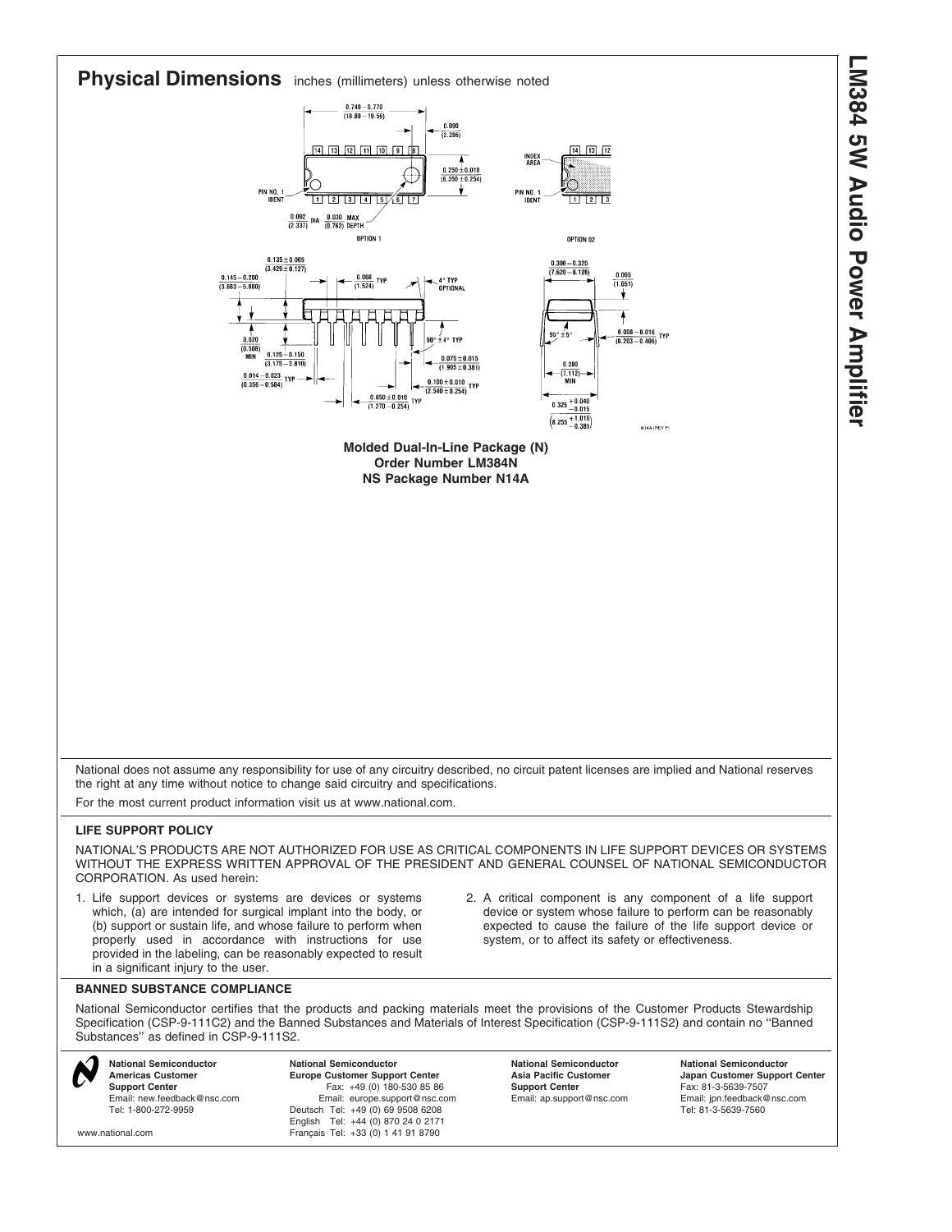## Physical Dimensions inches (millimeters) unless otherwise noted

OPTION 1

OPTION 02

**Molded Dual-In-Line Package (N)**
**Order Number LM384N**
**NS Package Number N14A**

National does not assume any responsibility for use of any circuitry described, no circuit patent licenses are implied and National reserves the right at any time without notice to change said circuitry and specifications.

For the most current product information visit us at www.national.com.

### LIFE SUPPORT POLICY

NATIONAL'S PRODUCTS ARE NOT AUTHORIZED FOR USE AS CRITICAL COMPONENTS IN LIFE SUPPORT DEVICES OR SYSTEMS WITHOUT THE EXPRESS WRITTEN APPROVAL OF THE PRESIDENT AND GENERAL COUNSEL OF NATIONAL SEMICONDUCTOR CORPORATION. As used herein:

1. Life support devices or systems are devices or systems which, (a) are intended for surgical implant into the body, or (b) support or sustain life, and whose failure to perform when properly used in accordance with instructions for use provided in the labeling, can be reasonably expected to result in a significant injury to the user.
2. A critical component is any component of a life support device or system whose failure to perform can be reasonably expected to cause the failure of the life support device or system, or to affect its safety or effectiveness.

### BANNED SUBSTANCE COMPLIANCE

National Semiconductor certifies that the products and packing materials meet the provisions of the Customer Products Stewardship Specification (CSP-9-111C2) and the Banned Substances and Materials of Interest Specification (CSP-9-111S2) and contain no ''Banned Substances'' as defined in CSP-9-111S2.

**National Semiconductor Americas Customer Support Center**
Email: new.feedback@nsc.com
Tel: 1-800-272-9959

**National Semiconductor Europe Customer Support Center**
Fax: +49 (0) 180-530 85 86
Email: europe.support@nsc.com
Deutsch Tel: +49 (0) 69 9508 6208
English Tel: +44 (0) 870 24 0 2171
Français Tel: +33 (0) 1 41 91 8790

**National Semiconductor Asia Pacific Customer Support Center**
Email: ap.support@nsc.com

**National Semiconductor Japan Customer Support Center**
Fax: 81-3-5639-7507
Email: jpn.feedback@nsc.com
Tel: 81-3-5639-7560

www.national.com